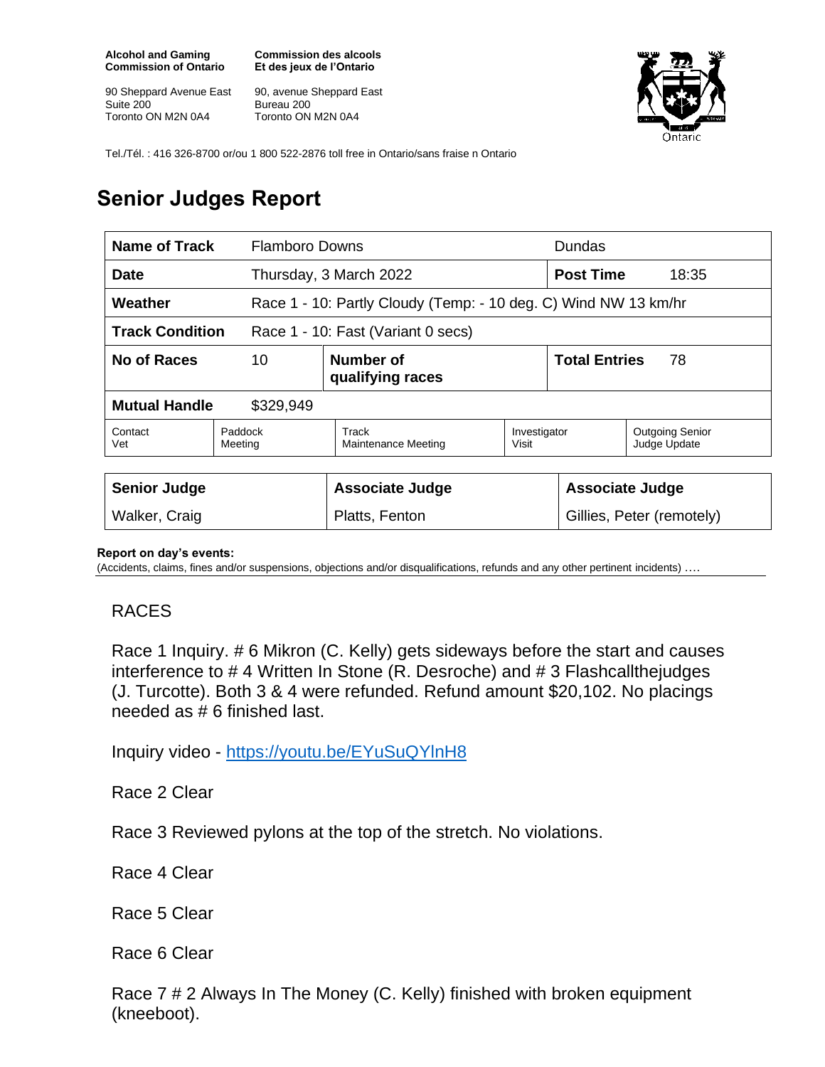**Alcohol and Gaming Commission of Ontario**
90 Sheppard Avenue East
Suite 200
Toronto ON M2N 0A4

**Commission des alcools Et des jeux de l'Ontario**
90, avenue Sheppard East
Bureau 200
Toronto ON M2N 0A4

Tel./Tél. : 416 326-8700 or/ou 1 800 522-2876 toll free in Ontario/sans fraise n Ontario

# Senior Judges Report

| **Name of Track** | Flamboro Downs | | Dundas | |
|---|---|---|---|---|
| **Date** | Thursday, 3 March 2022 | | **Post Time** | 18:35 |
| **Weather** | Race 1 - 10: Partly Cloudy (Temp: - 10 deg. C) Wind NW 13 km/hr | | | |
| **Track Condition** | Race 1 - 10: Fast (Variant 0 secs) | | | |
| **No of Races** | 10 | **Number of qualifying races** | **Total Entries** | 78 |
| **Mutual Handle** | $329,949 | | | |
| Contact Vet | Paddock Meeting | Track Maintenance Meeting | Investigator Visit | Outgoing Senior Judge Update |

| Senior Judge | Associate Judge | Associate Judge |
|---|---|---|
| Walker, Craig | Platts, Fenton | Gillies, Peter (remotely) |

**Report on day's events:**
(Accidents, claims, fines and/or suspensions, objections and/or disqualifications, refunds and any other pertinent incidents) ….

RACES

Race 1 Inquiry. # 6 Mikron (C. Kelly) gets sideways before the start and causes interference to # 4 Written In Stone (R. Desroche) and # 3 Flashcallthejudges (J. Turcotte). Both 3 & 4 were refunded. Refund amount $20,102. No placings needed as # 6 finished last.

Inquiry video - https://youtu.be/EYuSuQYlnH8

Race 2 Clear

Race 3 Reviewed pylons at the top of the stretch. No violations.

Race 4 Clear

Race 5 Clear

Race 6 Clear

Race 7 # 2 Always In The Money (C. Kelly) finished with broken equipment (kneeboot).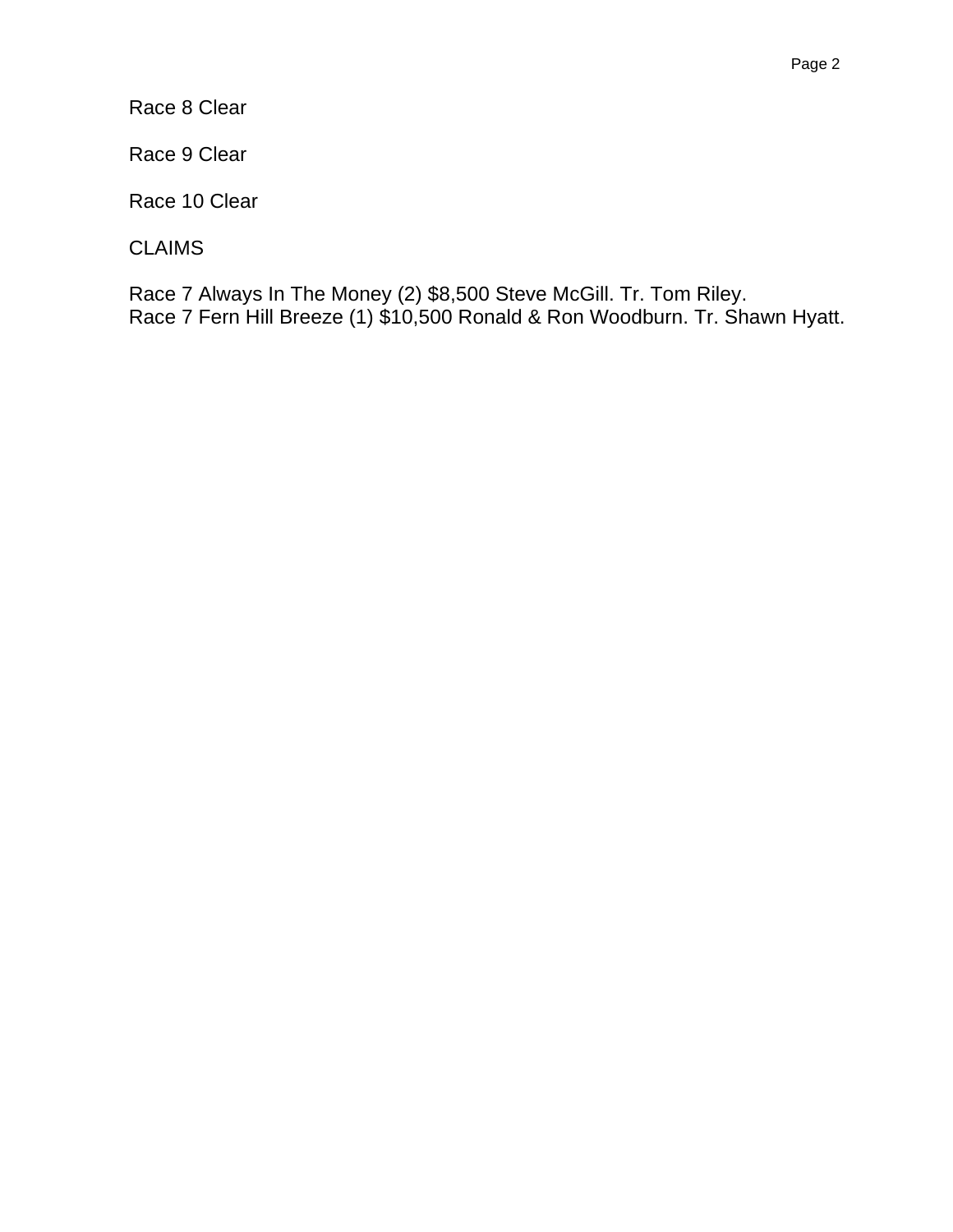Race 8 Clear

Race 9 Clear

Race 10 Clear

CLAIMS

Race 7 Always In The Money (2) $8,500 Steve McGill. Tr. Tom Riley.
Race 7 Fern Hill Breeze (1) $10,500 Ronald & Ron Woodburn. Tr. Shawn Hyatt.